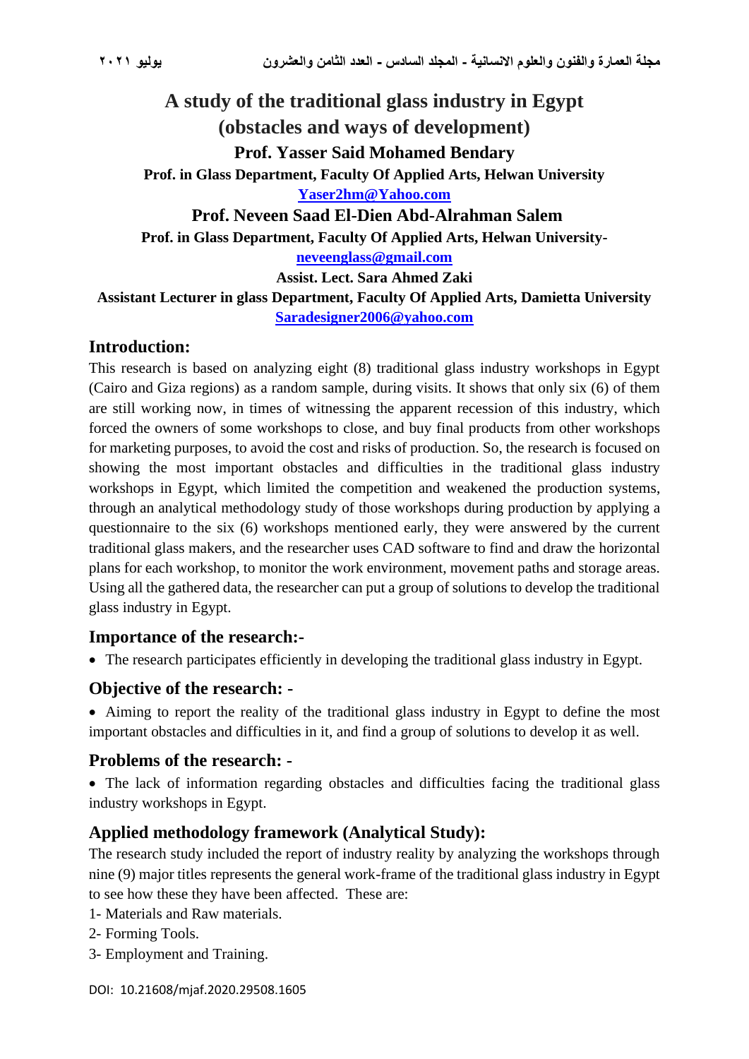# A study of the traditional glass industry in Egypt (obstacles and ways of development)

**Prof. Yasser Said Mohamed Bendary**

**Prof. in Glass Department, Faculty Of Applied Arts, Helwan University**

**Yaser2hm@Yahoo.com**

**Prof. Neveen Saad El-Dien Abd-Alrahman Salem**

**Prof. in Glass Department, Faculty Of Applied Arts, Helwan University-**

**neveenglass@gmail.com**

**Assist. Lect. Sara Ahmed Zaki**

**Assistant Lecturer in glass Department, Faculty Of Applied Arts, Damietta University**

**Saradesigner2006@yahoo.com**

## Introduction:

This research is based on analyzing eight (8) traditional glass industry workshops in Egypt (Cairo and Giza regions) as a random sample, during visits. It shows that only six (6) of them are still working now, in times of witnessing the apparent recession of this industry, which forced the owners of some workshops to close, and buy final products from other workshops for marketing purposes, to avoid the cost and risks of production. So, the research is focused on showing the most important obstacles and difficulties in the traditional glass industry workshops in Egypt, which limited the competition and weakened the production systems, through an analytical methodology study of those workshops during production by applying a questionnaire to the six (6) workshops mentioned early, they were answered by the current traditional glass makers, and the researcher uses CAD software to find and draw the horizontal plans for each workshop, to monitor the work environment, movement paths and storage areas. Using all the gathered data, the researcher can put a group of solutions to develop the traditional glass industry in Egypt.

## Importance of the research:-

- The research participates efficiently in developing the traditional glass industry in Egypt.

## Objective of the research: -

- Aiming to report the reality of the traditional glass industry in Egypt to define the most important obstacles and difficulties in it, and find a group of solutions to develop it as well.

## Problems of the research: -

- The lack of information regarding obstacles and difficulties facing the traditional glass industry workshops in Egypt.

## Applied methodology framework (Analytical Study):

The research study included the report of industry reality by analyzing the workshops through nine (9) major titles represents the general work-frame of the traditional glass industry in Egypt to see how these they have been affected. These are:

1- Materials and Raw materials.

2- Forming Tools.

3- Employment and Training.

DOI: 10.21608/mjaf.2020.29508.1605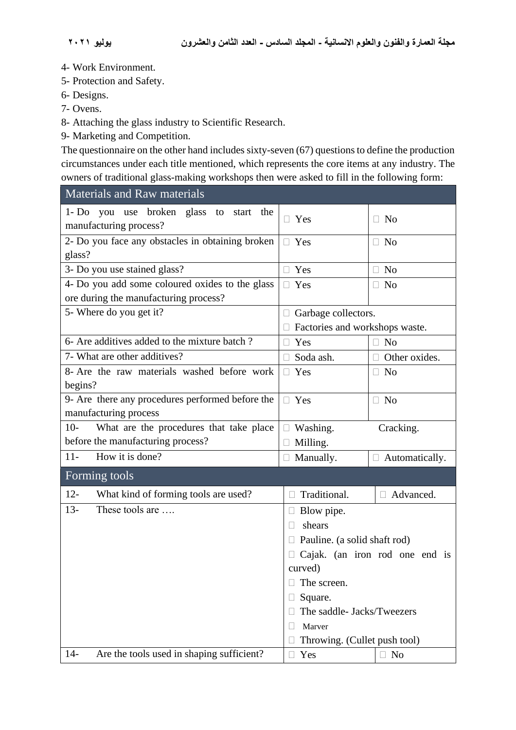4- Work Environment.
5- Protection and Safety.
6- Designs.
7- Ovens.
8- Attaching the glass industry to Scientific Research.
9- Marketing and Competition.

The questionnaire on the other hand includes sixty-seven (67) questions to define the production circumstances under each title mentioned, which represents the core items at any industry. The owners of traditional glass-making workshops then were asked to fill in the following form:

| Materials and Raw materials | | |
|---|---|---|
| 1- Do you use broken glass to start the manufacturing process? | □ Yes | □ No |
| 2- Do you face any obstacles in obtaining broken glass? | □ Yes | □ No |
| 3- Do you use stained glass? | □ Yes | □ No |
| 4- Do you add some coloured oxides to the glass ore during the manufacturing process? | □ Yes | □ No |
| 5- Where do you get it? | □ Garbage collectors.<br>□ Factories and workshops waste. | |
| 6- Are additives added to the mixture batch ? | □ Yes | □ No |
| 7- What are other additives? | □ Soda ash. | □ Other oxides. |
| 8- Are the raw materials washed before work begins? | □ Yes | □ No |
| 9- Are there any procedures performed before the manufacturing process | □ Yes | □ No |
| 10- What are the procedures that take place before the manufacturing process? | □ Washing. Cracking.<br>□ Milling. | |
| 11- How it is done? | □ Manually. | □ Automatically. |
| **Forming tools** | | |
| 12- What kind of forming tools are used? | □ Traditional. | □ Advanced. |
| 13- These tools are …. | □ Blow pipe.<br>□ shears<br>□ Pauline. (a solid shaft rod)<br>□ Cajak. (an iron rod one end is curved)<br>□ The screen.<br>□ Square.<br>□ The saddle- Jacks/Tweezers<br>□ Marver<br>□ Throwing. (Cullet push tool) | |
| 14- Are the tools used in shaping sufficient? | □ Yes | □ No |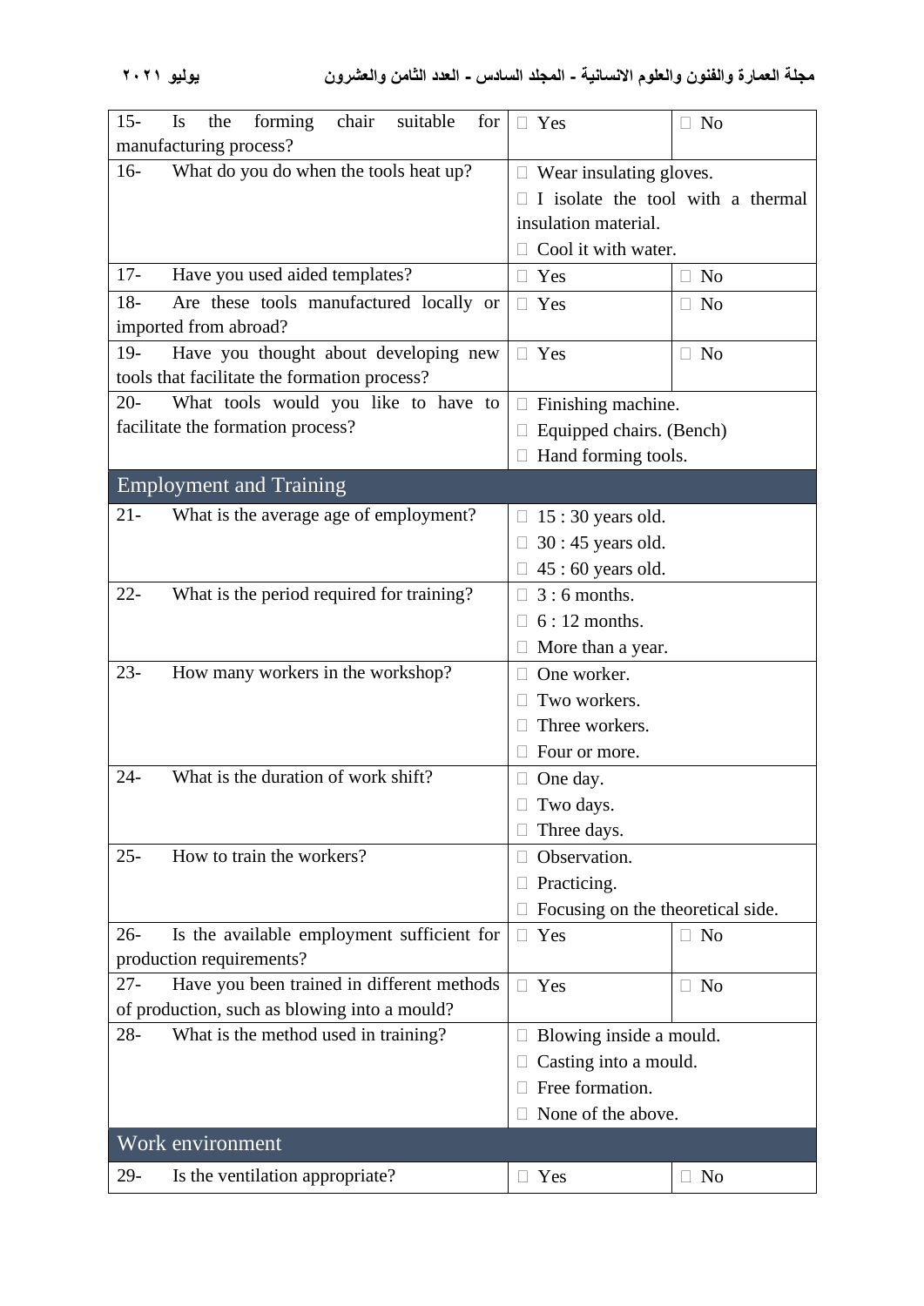| | | |
|---|---|---|
| 15- Is the forming chair suitable for manufacturing process? | □ Yes | □ No |
| 16- What do you do when the tools heat up? | □ Wear insulating gloves.<br>□ I isolate the tool with a thermal insulation material.<br>□ Cool it with water. | |
| 17- Have you used aided templates? | □ Yes | □ No |
| 18- Are these tools manufactured locally or imported from abroad? | □ Yes | □ No |
| 19- Have you thought about developing new tools that facilitate the formation process? | □ Yes | □ No |
| 20- What tools would you like to have to facilitate the formation process? | □ Finishing machine.<br>□ Equipped chairs. (Bench)<br>□ Hand forming tools. | |
| **Employment and Training** | | |
| 21- What is the average age of employment? | □ 15 : 30 years old.<br>□ 30 : 45 years old.<br>□ 45 : 60 years old. | |
| 22- What is the period required for training? | □ 3 : 6 months.<br>□ 6 : 12 months.<br>□ More than a year. | |
| 23- How many workers in the workshop? | □ One worker.<br>□ Two workers.<br>□ Three workers.<br>□ Four or more. | |
| 24- What is the duration of work shift? | □ One day.<br>□ Two days.<br>□ Three days. | |
| 25- How to train the workers? | □ Observation.<br>□ Practicing.<br>□ Focusing on the theoretical side. | |
| 26- Is the available employment sufficient for production requirements? | □ Yes | □ No |
| 27- Have you been trained in different methods of production, such as blowing into a mould? | □ Yes | □ No |
| 28- What is the method used in training? | □ Blowing inside a mould.<br>□ Casting into a mould.<br>□ Free formation.<br>□ None of the above. | |
| **Work environment** | | |
| 29- Is the ventilation appropriate? | □ Yes | □ No |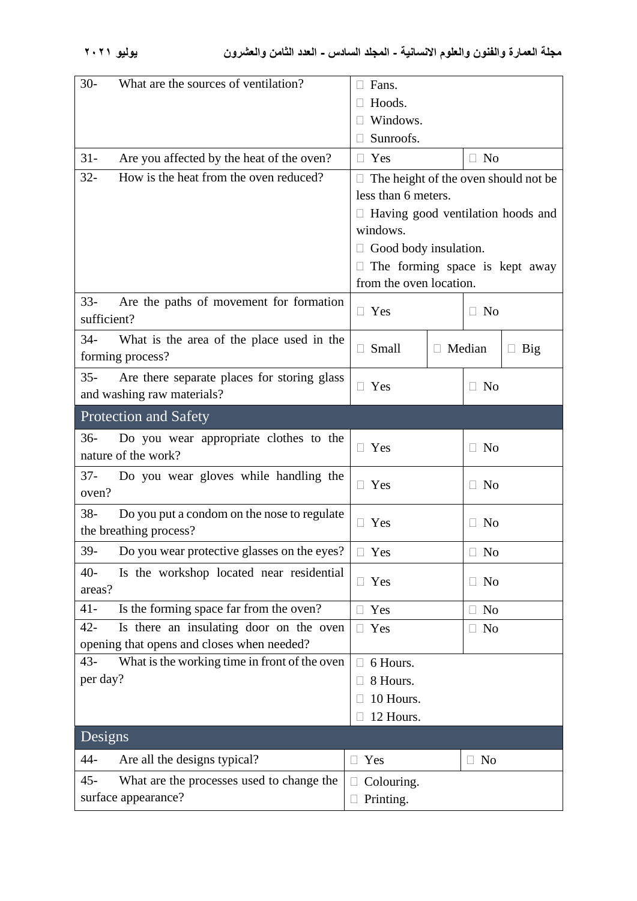| Question | Answer | | |
|---|---|---|---|
| 30- What are the sources of ventilation? | ☐ Fans.<br>☐ Hoods.<br>☐ Windows.<br>☐ Sunroofs. | | |
| 31- Are you affected by the heat of the oven? | ☐ Yes | ☐ No | |
| 32- How is the heat from the oven reduced? | ☐ The height of the oven should not be less than 6 meters.<br>☐ Having good ventilation hoods and windows.<br>☐ Good body insulation.<br>☐ The forming space is kept away from the oven location. | | |
| 33- Are the paths of movement for formation sufficient? | ☐ Yes | ☐ No | |
| 34- What is the area of the place used in the forming process? | ☐ Small | ☐ Median | ☐ Big |
| 35- Are there separate places for storing glass and washing raw materials? | ☐ Yes | ☐ No | |
| **Protection and Safety** | | | |
| 36- Do you wear appropriate clothes to the nature of the work? | ☐ Yes | ☐ No | |
| 37- Do you wear gloves while handling the oven? | ☐ Yes | ☐ No | |
| 38- Do you put a condom on the nose to regulate the breathing process? | ☐ Yes | ☐ No | |
| 39- Do you wear protective glasses on the eyes? | ☐ Yes | ☐ No | |
| 40- Is the workshop located near residential areas? | ☐ Yes | ☐ No | |
| 41- Is the forming space far from the oven? | ☐ Yes | ☐ No | |
| 42- Is there an insulating door on the oven opening that opens and closes when needed? | ☐ Yes | ☐ No | |
| 43- What is the working time in front of the oven per day? | ☐ 6 Hours.<br>☐ 8 Hours.<br>☐ 10 Hours.<br>☐ 12 Hours. | | |
| **Designs** | | | |
| 44- Are all the designs typical? | ☐ Yes | ☐ No | |
| 45- What are the processes used to change the surface appearance? | ☐ Colouring.<br>☐ Printing. | | |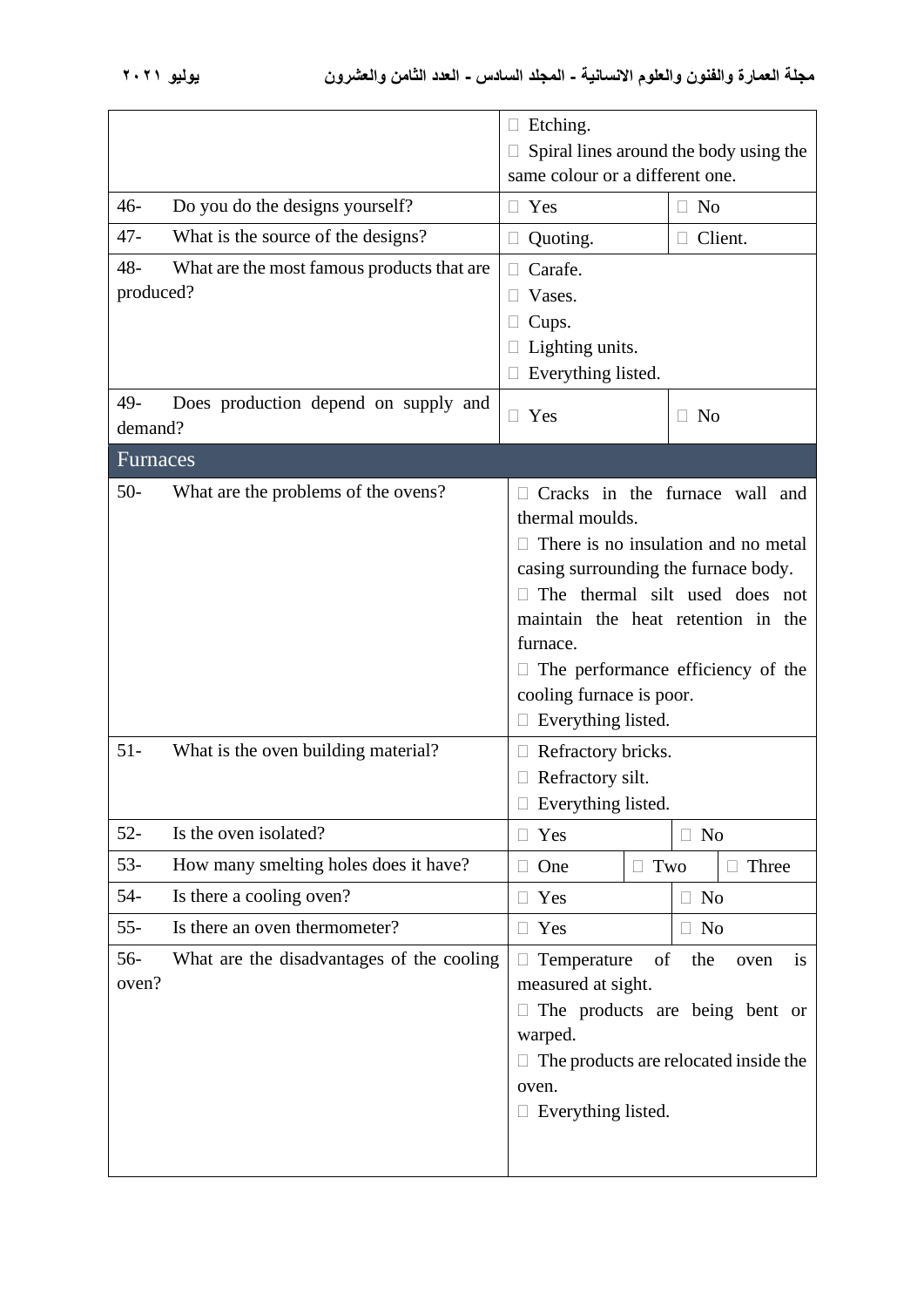| | | | |
|---|---|---|---|
| | □ Etching.<br>□ Spiral lines around the body using the same colour or a different one. | | |
| 46- Do you do the designs yourself? | □ Yes | □ No | |
| 47- What is the source of the designs? | □ Quoting. | □ Client. | |
| 48- What are the most famous products that are produced? | □ Carafe.<br>□ Vases.<br>□ Cups.<br>□ Lighting units.<br>□ Everything listed. | | |
| 49- Does production depend on supply and demand? | □ Yes | □ No | |
| **Furnaces** | | | |
| 50- What are the problems of the ovens? | □ Cracks in the furnace wall and thermal moulds.<br>□ There is no insulation and no metal casing surrounding the furnace body.<br>□ The thermal silt used does not maintain the heat retention in the furnace.<br>□ The performance efficiency of the cooling furnace is poor.<br>□ Everything listed. | | |
| 51- What is the oven building material? | □ Refractory bricks.<br>□ Refractory silt.<br>□ Everything listed. | | |
| 52- Is the oven isolated? | □ Yes | □ No | |
| 53- How many smelting holes does it have? | □ One | □ Two | □ Three |
| 54- Is there a cooling oven? | □ Yes | □ No | |
| 55- Is there an oven thermometer? | □ Yes | □ No | |
| 56- What are the disadvantages of the cooling oven? | □ Temperature of the oven is measured at sight.<br>□ The products are being bent or warped.<br>□ The products are relocated inside the oven.<br>□ Everything listed. | | |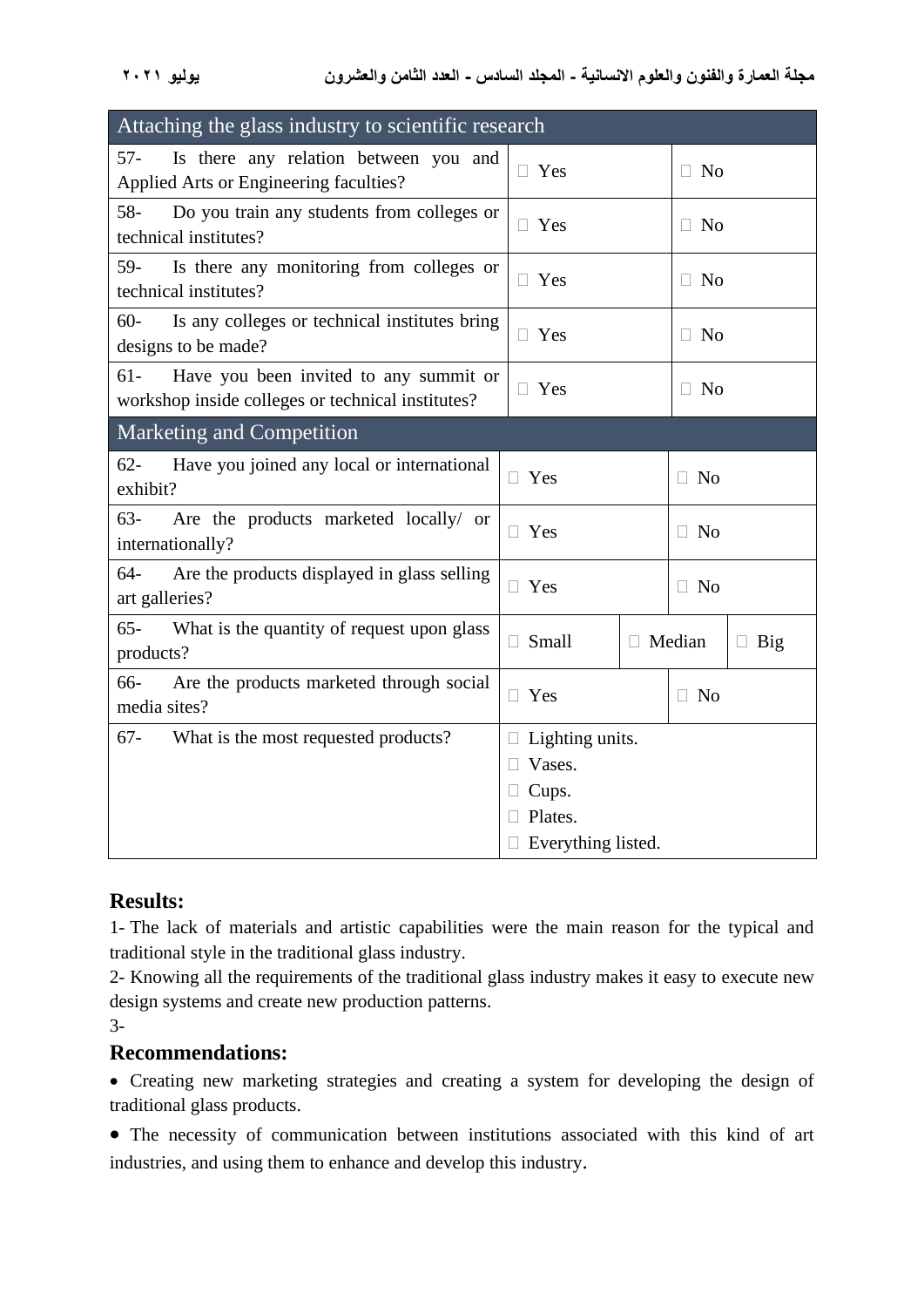| Attaching the glass industry to scientific research | | | |
|---|---|---|---|
| 57- Is there any relation between you and Applied Arts or Engineering faculties? | □ Yes | □ No | |
| 58- Do you train any students from colleges or technical institutes? | □ Yes | □ No | |
| 59- Is there any monitoring from colleges or technical institutes? | □ Yes | □ No | |
| 60- Is any colleges or technical institutes bring designs to be made? | □ Yes | □ No | |
| 61- Have you been invited to any summit or workshop inside colleges or technical institutes? | □ Yes | □ No | |
| **Marketing and Competition** | | | |
| 62- Have you joined any local or international exhibit? | □ Yes | □ No | |
| 63- Are the products marketed locally/ or internationally? | □ Yes | □ No | |
| 64- Are the products displayed in glass selling art galleries? | □ Yes | □ No | |
| 65- What is the quantity of request upon glass products? | □ Small | □ Median | □ Big |
| 66- Are the products marketed through social media sites? | □ Yes | □ No | |
| 67- What is the most requested products? | □ Lighting units.<br>□ Vases.<br>□ Cups.<br>□ Plates.<br>□ Everything listed. | | |

## Results:

1- The lack of materials and artistic capabilities were the main reason for the typical and traditional style in the traditional glass industry.

2- Knowing all the requirements of the traditional glass industry makes it easy to execute new design systems and create new production patterns.

3-

## Recommendations:

- Creating new marketing strategies and creating a system for developing the design of traditional glass products.
- The necessity of communication between institutions associated with this kind of art industries, and using them to enhance and develop this industry.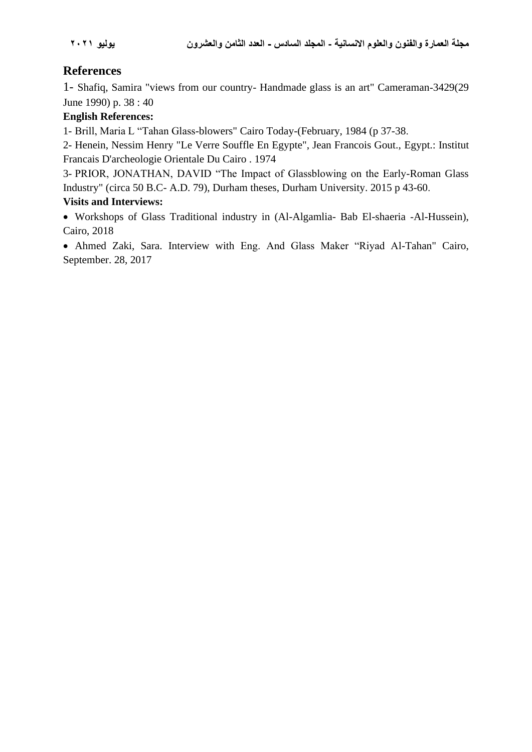## References

1- Shafiq, Samira "views from our country- Handmade glass is an art" Cameraman-3429(29 June 1990) p. 38 : 40

**English References:**

1- Brill, Maria L “Tahan Glass-blowers" Cairo Today-(February, 1984 (p 37-38.

2- Henein, Nessim Henry "Le Verre Souffle En Egypte", Jean Francois Gout., Egypt.: Institut Francais D'archeologie Orientale Du Cairo . 1974

3- PRIOR, JONATHAN, DAVID “The Impact of Glassblowing on the Early-Roman Glass Industry" (circa 50 B.C- A.D. 79), Durham theses, Durham University. 2015 p 43-60.

**Visits and Interviews:**

- Workshops of Glass Traditional industry in (Al-Algamlia- Bab El-shaeria -Al-Hussein), Cairo, 2018
- Ahmed Zaki, Sara. Interview with Eng. And Glass Maker “Riyad Al-Tahan" Cairo, September. 28, 2017